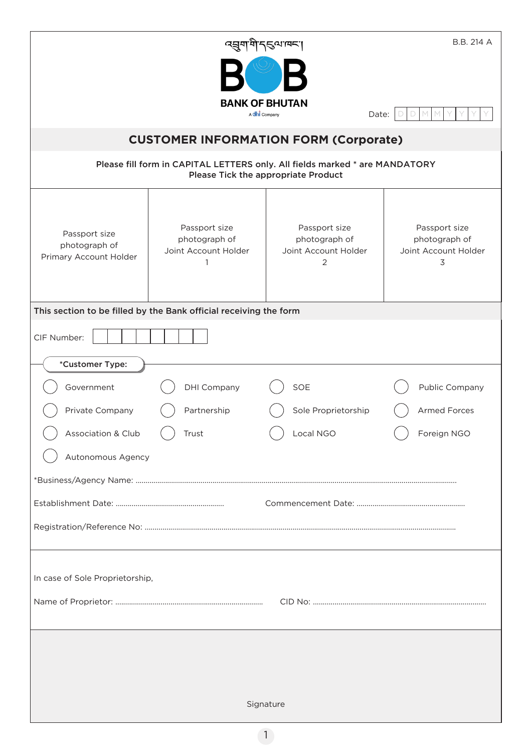འབྲུག་གི་དངུལ་ཁང་།

BOB

BANK OF BHUTAN

A dhi Company

B.B. 214 A

Date: D D M M Y Y Y Y

# CUSTOMER INFORMATION FORM (Corporate)

**Please fill form in CAPITAL LETTERS only. All fields marked * are MANDATORY**
**Please Tick the appropriate Product**

| Passport size photograph of Primary Account Holder | Passport size photograph of Joint Account Holder 1 | Passport size photograph of Joint Account Holder 2 | Passport size photograph of Joint Account Holder 3 |
|---|---|---|---|

**This section to be filled by the Bank official receiving the form**

CIF Number: ☐☐☐☐☐☐☐☐

**\*Customer Type:**

- ◯ Government
- ◯ DHI Company
- ◯ SOE
- ◯ Public Company
- ◯ Private Company
- ◯ Partnership
- ◯ Sole Proprietorship
- ◯ Armed Forces
- ◯ Association & Club
- ◯ Trust
- ◯ Local NGO
- ◯ Foreign NGO
- ◯ Autonomous Agency

*Business/Agency Name: ..............................................................................

Establishment Date: ........................................ Commencement Date: ........................................

Registration/Reference No: ..............................................................................

In case of Sole Proprietorship,

Name of Proprietor: ........................................ CID No: ........................................

Signature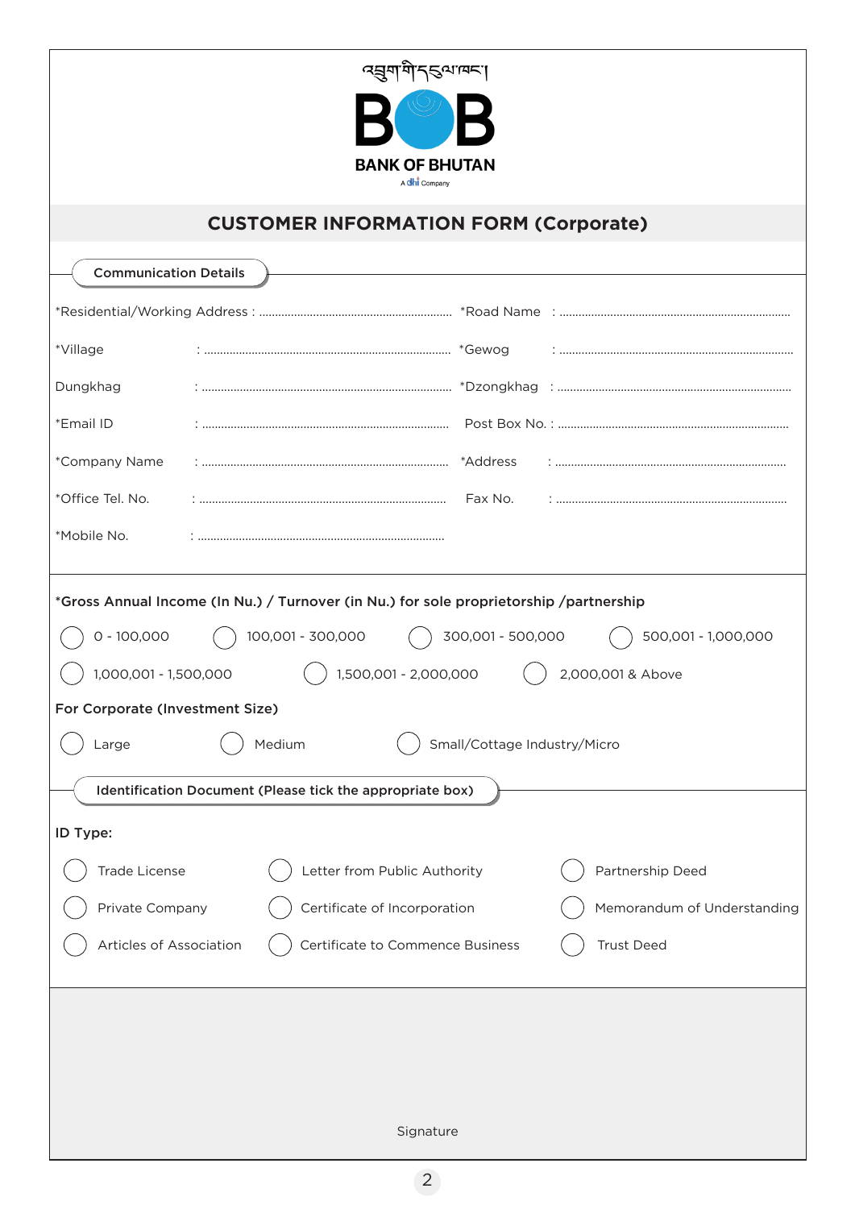འབྲུག་གི་དངུལ་ཁང་།

BOB

BANK OF BHUTAN

A dhi Company

# CUSTOMER INFORMATION FORM (Corporate)

## Communication Details

*Residential/Working Address : ........................................ *Road Name : ........................................

*Village : ........................................ *Gewog : ........................................

Dungkhag : ........................................ *Dzongkhag : ........................................

*Email ID : ........................................ Post Box No. : ........................................

*Company Name : ........................................ *Address : ........................................

*Office Tel. No. : ........................................ Fax No. : ........................................

*Mobile No. : ........................................

**\*Gross Annual Income (In Nu.) / Turnover (in Nu.) for sole proprietorship /partnership**

◯ 0 - 100,000 ◯ 100,001 - 300,000 ◯ 300,001 - 500,000 ◯ 500,001 - 1,000,000

◯ 1,000,001 - 1,500,000 ◯ 1,500,001 - 2,000,000 ◯ 2,000,001 & Above

**For Corporate (Investment Size)**

◯ Large ◯ Medium ◯ Small/Cottage Industry/Micro

## Identification Document (Please tick the appropriate box)

**ID Type:**

◯ Trade License ◯ Letter from Public Authority ◯ Partnership Deed

◯ Private Company ◯ Certificate of Incorporation ◯ Memorandum of Understanding

◯ Articles of Association ◯ Certificate to Commence Business ◯ Trust Deed

Signature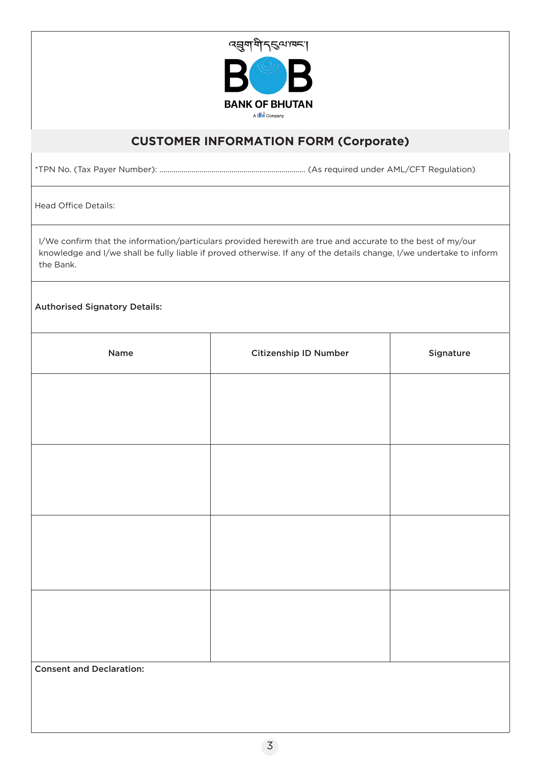འབྲུག་གི་དངུལ་ཁང་།

BOB

BANK OF BHUTAN

A dhi Company

## CUSTOMER INFORMATION FORM (Corporate)

*TPN No. (Tax Payer Number): ........................................................................ (As required under AML/CFT Regulation)

Head Office Details:

I/We confirm that the information/particulars provided herewith are true and accurate to the best of my/our knowledge and I/we shall be fully liable if proved otherwise. If any of the details change, I/we undertake to inform the Bank.

**Authorised Signatory Details:**

| Name | Citizenship ID Number | Signature |
|---|---|---|
| | | |
| | | |
| | | |
| | | |

**Consent and Declaration:**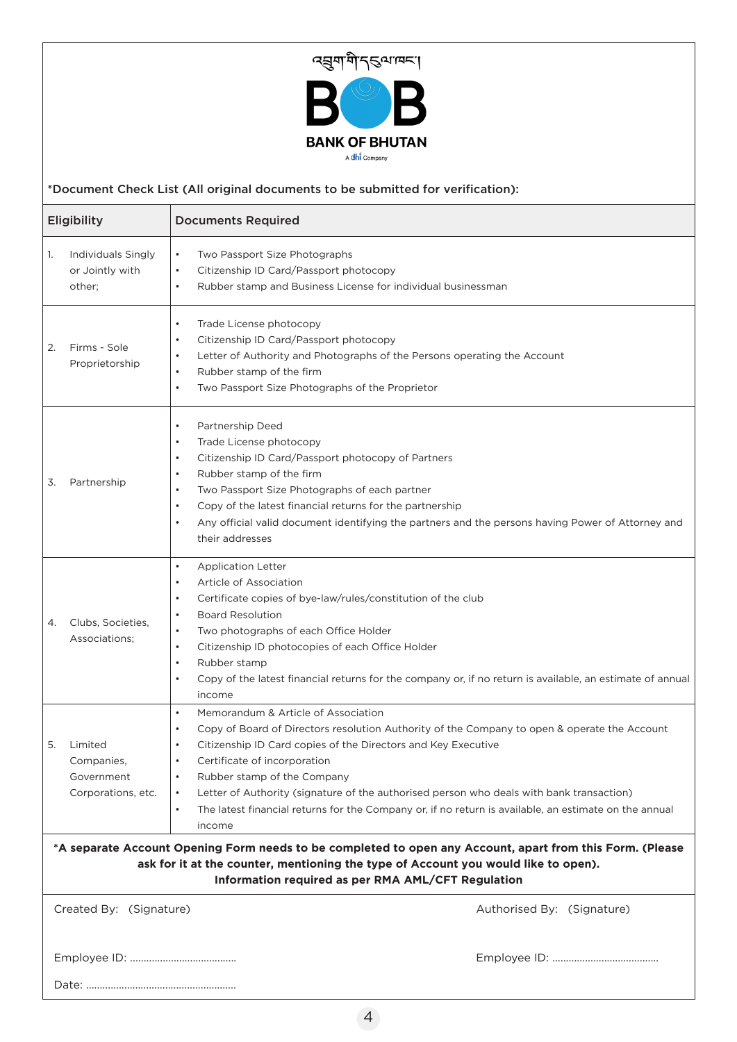འབྲུག་གི་དངུལ་ཁང་།

**BANK OF BHUTAN**

A dhi Company

**\*Document Check List (All original documents to be submitted for verification):**

| Eligibility | Documents Required |
|---|---|
| 1. Individuals Singly or Jointly with other; | • Two Passport Size Photographs<br>• Citizenship ID Card/Passport photocopy<br>• Rubber stamp and Business License for individual businessman |
| 2. Firms - Sole Proprietorship | • Trade License photocopy<br>• Citizenship ID Card/Passport photocopy<br>• Letter of Authority and Photographs of the Persons operating the Account<br>• Rubber stamp of the firm<br>• Two Passport Size Photographs of the Proprietor |
| 3. Partnership | • Partnership Deed<br>• Trade License photocopy<br>• Citizenship ID Card/Passport photocopy of Partners<br>• Rubber stamp of the firm<br>• Two Passport Size Photographs of each partner<br>• Copy of the latest financial returns for the partnership<br>• Any official valid document identifying the partners and the persons having Power of Attorney and their addresses |
| 4. Clubs, Societies, Associations; | • Application Letter<br>• Article of Association<br>• Certificate copies of bye-law/rules/constitution of the club<br>• Board Resolution<br>• Two photographs of each Office Holder<br>• Citizenship ID photocopies of each Office Holder<br>• Rubber stamp<br>• Copy of the latest financial returns for the company or, if no return is available, an estimate of annual income |
| 5. Limited Companies, Government Corporations, etc. | • Memorandum & Article of Association<br>• Copy of Board of Directors resolution Authority of the Company to open & operate the Account<br>• Citizenship ID Card copies of the Directors and Key Executive<br>• Certificate of incorporation<br>• Rubber stamp of the Company<br>• Letter of Authority (signature of the authorised person who deals with bank transaction)<br>• The latest financial returns for the Company or, if no return is available, an estimate on the annual income |

**\*A separate Account Opening Form needs to be completed to open any Account, apart from this Form. (Please ask for it at the counter, mentioning the type of Account you would like to open).**
**Information required as per RMA AML/CFT Regulation**

Created By: (Signature)

Authorised By: (Signature)

Employee ID: .......................................

Employee ID: .......................................

Date: .......................................................